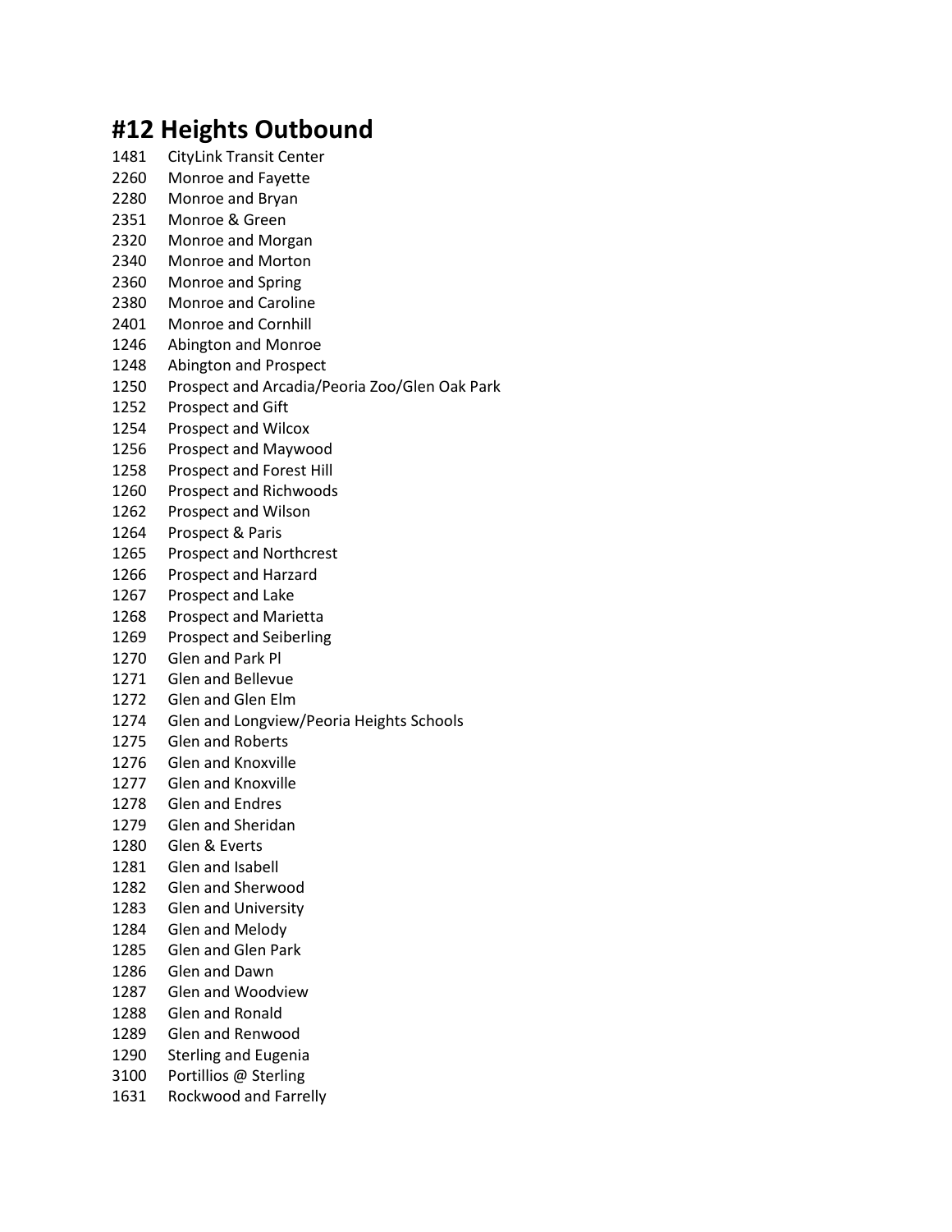# #12 Heights Outbound

1481 CityLink Transit Center
2260 Monroe and Fayette
2280 Monroe and Bryan
2351 Monroe & Green
2320 Monroe and Morgan
2340 Monroe and Morton
2360 Monroe and Spring
2380 Monroe and Caroline
2401 Monroe and Cornhill
1246 Abington and Monroe
1248 Abington and Prospect
1250 Prospect and Arcadia/Peoria Zoo/Glen Oak Park
1252 Prospect and Gift
1254 Prospect and Wilcox
1256 Prospect and Maywood
1258 Prospect and Forest Hill
1260 Prospect and Richwoods
1262 Prospect and Wilson
1264 Prospect & Paris
1265 Prospect and Northcrest
1266 Prospect and Harzard
1267 Prospect and Lake
1268 Prospect and Marietta
1269 Prospect and Seiberling
1270 Glen and Park Pl
1271 Glen and Bellevue
1272 Glen and Glen Elm
1274 Glen and Longview/Peoria Heights Schools
1275 Glen and Roberts
1276 Glen and Knoxville
1277 Glen and Knoxville
1278 Glen and Endres
1279 Glen and Sheridan
1280 Glen & Everts
1281 Glen and Isabell
1282 Glen and Sherwood
1283 Glen and University
1284 Glen and Melody
1285 Glen and Glen Park
1286 Glen and Dawn
1287 Glen and Woodview
1288 Glen and Ronald
1289 Glen and Renwood
1290 Sterling and Eugenia
3100 Portillios @ Sterling
1631 Rockwood and Farrelly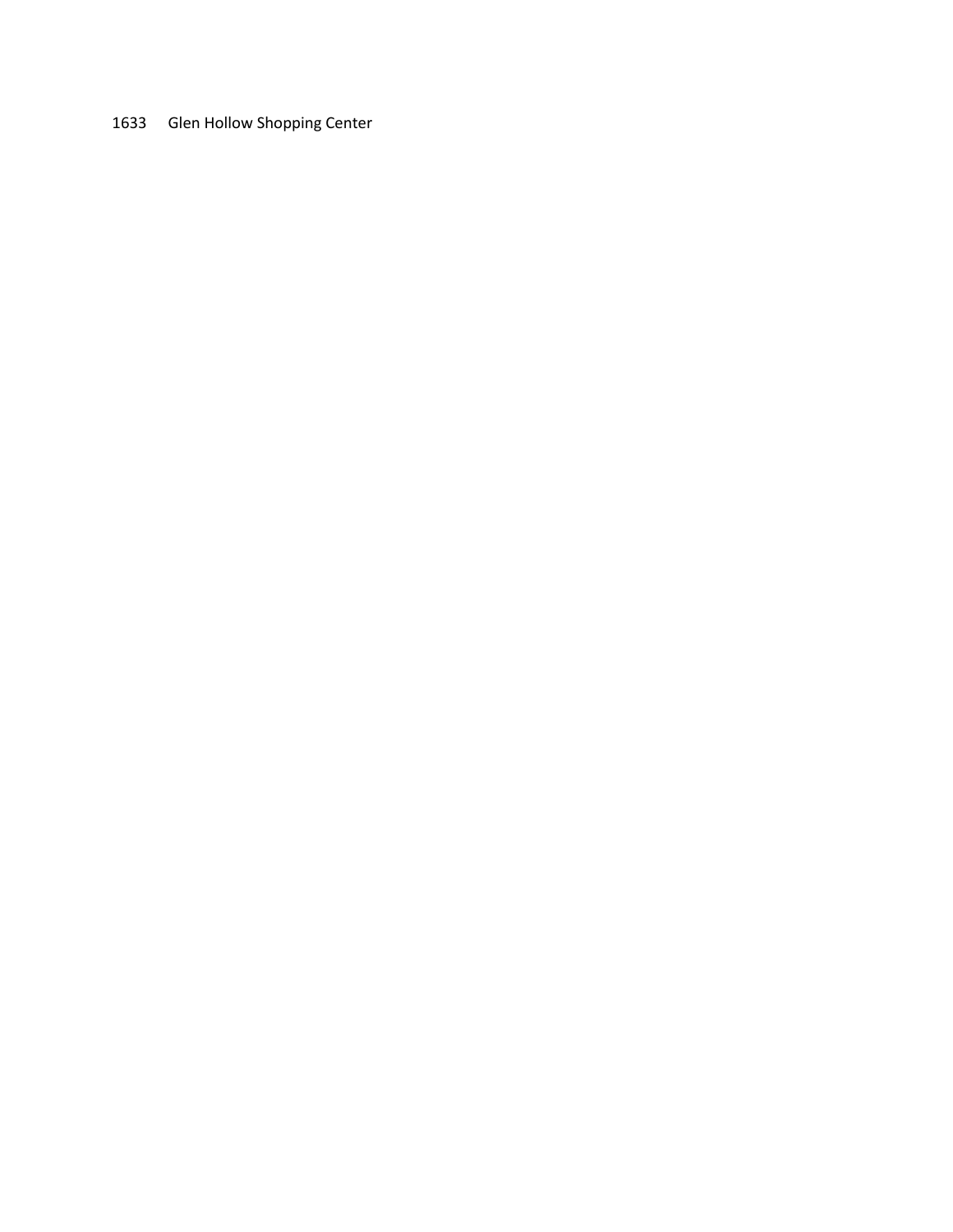1633 Glen Hollow Shopping Center